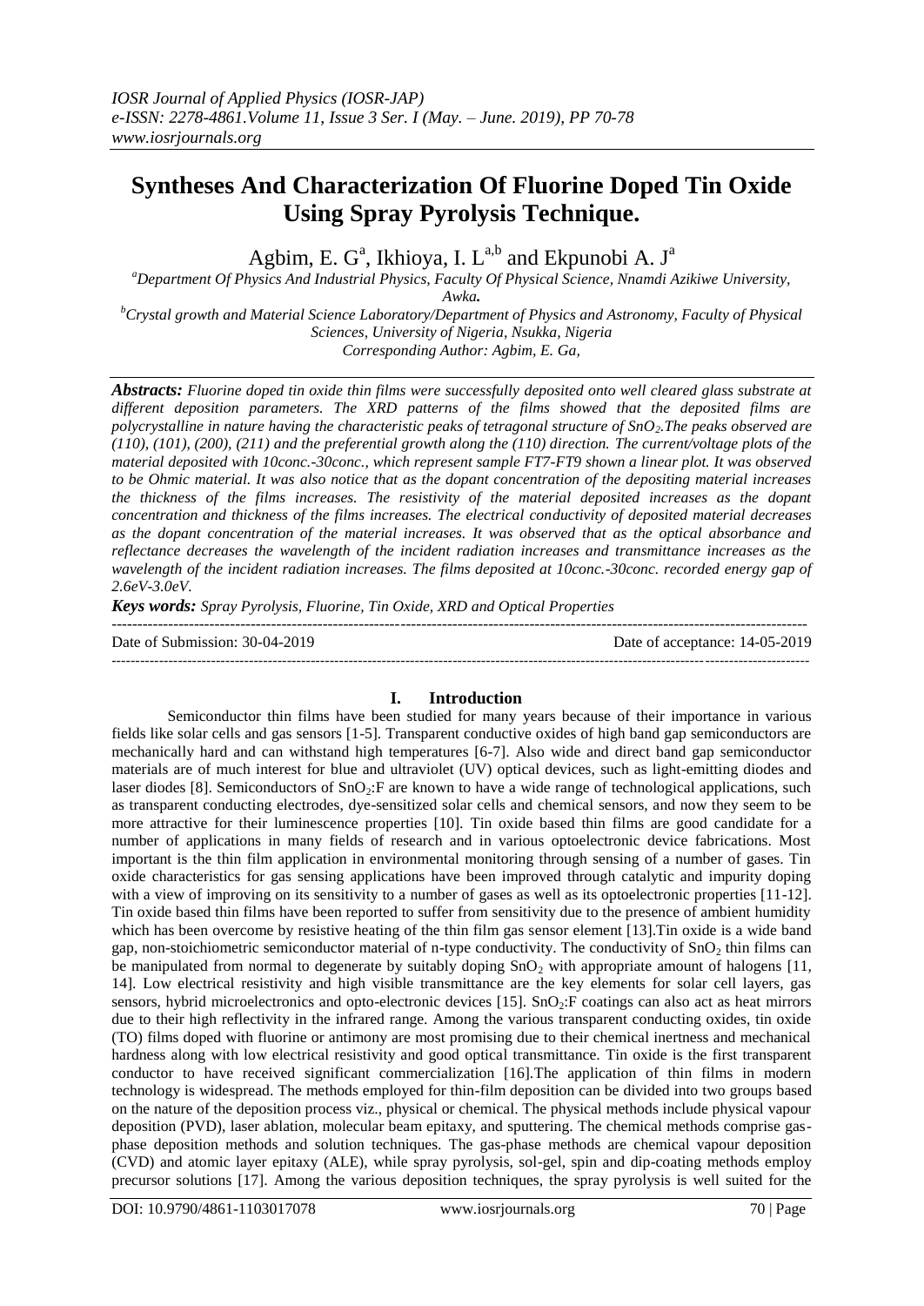*IOSR Journal of Applied Physics (IOSR-JAP)*
*e-ISSN: 2278-4861.Volume 11, Issue 3 Ser. I (May. – June. 2019), PP 70-78*
*www.iosrjournals.org*

# Syntheses And Characterization Of Fluorine Doped Tin Oxide Using Spray Pyrolysis Technique.

Agbim, E. G[a], Ikhioya, I. L[a,b] and Ekpunobi A. J[a]

[a]Department Of Physics And Industrial Physics, Faculty Of Physical Science, Nnamdi Azikiwe University, Awka.

[b]Crystal growth and Material Science Laboratory/Department of Physics and Astronomy, Faculty of Physical Sciences, University of Nigeria, Nsukka, Nigeria

Corresponding Author: Agbim, E. Ga,

***Abstracts:*** *Fluorine doped tin oxide thin films were successfully deposited onto well cleared glass substrate at different deposition parameters. The XRD patterns of the films showed that the deposited films are polycrystalline in nature having the characteristic peaks of tetragonal structure of $SnO_2$.The peaks observed are (110), (101), (200), (211) and the preferential growth along the (110) direction. The current/voltage plots of the material deposited with 10conc.-30conc., which represent sample FT7-FT9 shown a linear plot. It was observed to be Ohmic material. It was also notice that as the dopant concentration of the depositing material increases the thickness of the films increases. The resistivity of the material deposited increases as the dopant concentration and thickness of the films increases. The electrical conductivity of deposited material decreases as the dopant concentration of the material increases. It was observed that as the optical absorbance and reflectance decreases the wavelength of the incident radiation increases and transmittance increases as the wavelength of the incident radiation increases. The films deposited at 10conc.-30conc. recorded energy gap of 2.6eV-3.0eV.*

***Keys words:*** *Spray Pyrolysis, Fluorine, Tin Oxide, XRD and Optical Properties*

---

Date of Submission: 30-04-2019 Date of acceptance: 14-05-2019

---

## I. Introduction

Semiconductor thin films have been studied for many years because of their importance in various fields like solar cells and gas sensors [1-5]. Transparent conductive oxides of high band gap semiconductors are mechanically hard and can withstand high temperatures [6-7]. Also wide and direct band gap semiconductor materials are of much interest for blue and ultraviolet (UV) optical devices, such as light-emitting diodes and laser diodes [8]. Semiconductors of $SnO_2$:F are known to have a wide range of technological applications, such as transparent conducting electrodes, dye-sensitized solar cells and chemical sensors, and now they seem to be more attractive for their luminescence properties [10]. Tin oxide based thin films are good candidate for a number of applications in many fields of research and in various optoelectronic device fabrications. Most important is the thin film application in environmental monitoring through sensing of a number of gases. Tin oxide characteristics for gas sensing applications have been improved through catalytic and impurity doping with a view of improving on its sensitivity to a number of gases as well as its optoelectronic properties [11-12]. Tin oxide based thin films have been reported to suffer from sensitivity due to the presence of ambient humidity which has been overcome by resistive heating of the thin film gas sensor element [13].Tin oxide is a wide band gap, non-stoichiometric semiconductor material of n-type conductivity. The conductivity of $SnO_2$ thin films can be manipulated from normal to degenerate by suitably doping $SnO_2$ with appropriate amount of halogens [11, 14]. Low electrical resistivity and high visible transmittance are the key elements for solar cell layers, gas sensors, hybrid microelectronics and opto-electronic devices [15]. $SnO_2$:F coatings can also act as heat mirrors due to their high reflectivity in the infrared range. Among the various transparent conducting oxides, tin oxide (TO) films doped with fluorine or antimony are most promising due to their chemical inertness and mechanical hardness along with low electrical resistivity and good optical transmittance. Tin oxide is the first transparent conductor to have received significant commercialization [16].The application of thin films in modern technology is widespread. The methods employed for thin-film deposition can be divided into two groups based on the nature of the deposition process viz., physical or chemical. The physical methods include physical vapour deposition (PVD), laser ablation, molecular beam epitaxy, and sputtering. The chemical methods comprise gas-phase deposition methods and solution techniques. The gas-phase methods are chemical vapour deposition (CVD) and atomic layer epitaxy (ALE), while spray pyrolysis, sol-gel, spin and dip-coating methods employ precursor solutions [17]. Among the various deposition techniques, the spray pyrolysis is well suited for the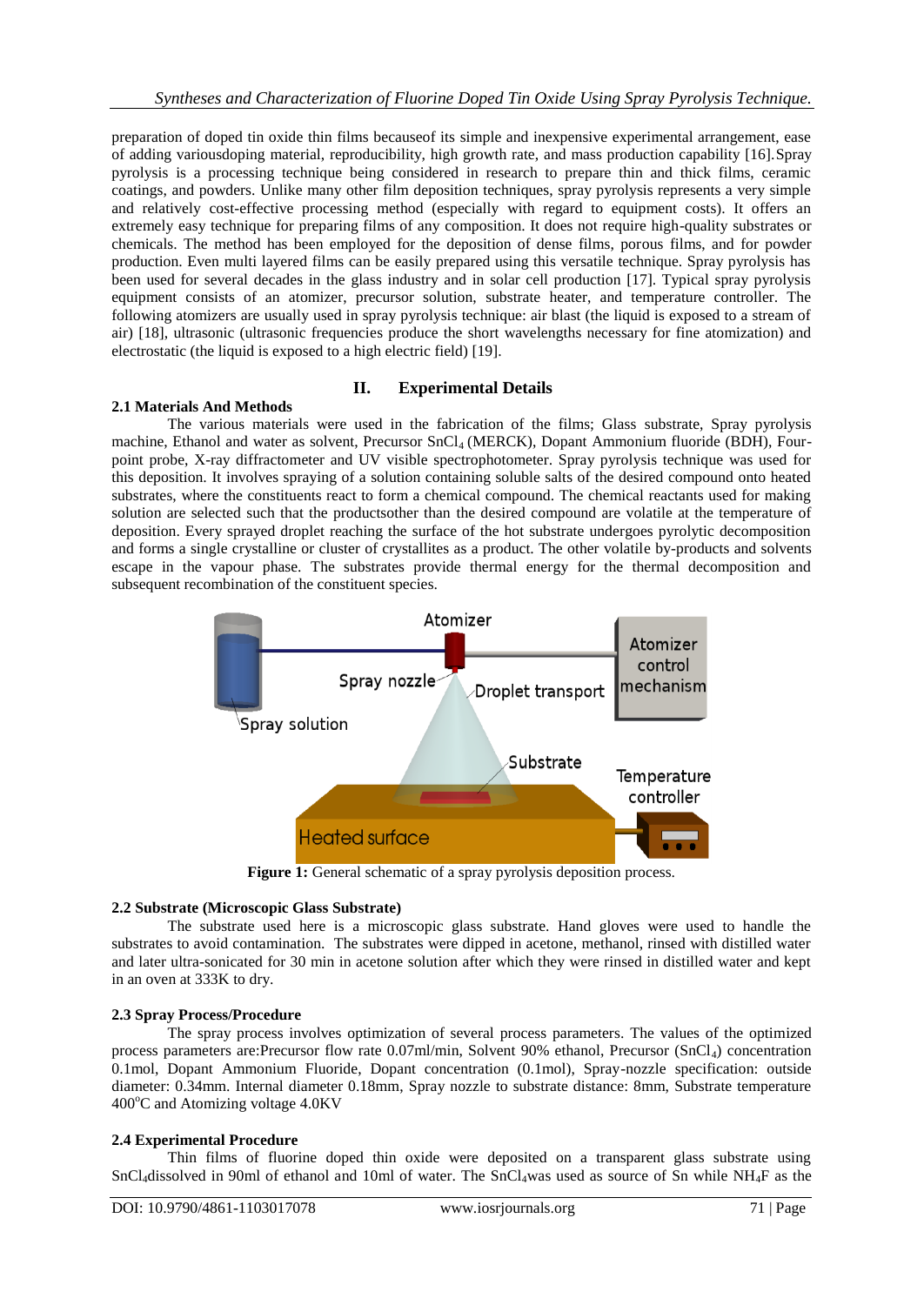preparation of doped tin oxide thin films becauseof its simple and inexpensive experimental arrangement, ease of adding variousdoping material, reproducibility, high growth rate, and mass production capability [16].Spray pyrolysis is a processing technique being considered in research to prepare thin and thick films, ceramic coatings, and powders. Unlike many other film deposition techniques, spray pyrolysis represents a very simple and relatively cost-effective processing method (especially with regard to equipment costs). It offers an extremely easy technique for preparing films of any composition. It does not require high-quality substrates or chemicals. The method has been employed for the deposition of dense films, porous films, and for powder production. Even multi layered films can be easily prepared using this versatile technique. Spray pyrolysis has been used for several decades in the glass industry and in solar cell production [17]. Typical spray pyrolysis equipment consists of an atomizer, precursor solution, substrate heater, and temperature controller. The following atomizers are usually used in spray pyrolysis technique: air blast (the liquid is exposed to a stream of air) [18], ultrasonic (ultrasonic frequencies produce the short wavelengths necessary for fine atomization) and electrostatic (the liquid is exposed to a high electric field) [19].

## II. Experimental Details

### 2.1 Materials And Methods

The various materials were used in the fabrication of the films; Glass substrate, Spray pyrolysis machine, Ethanol and water as solvent, Precursor $SnCl_4$ (MERCK), Dopant Ammonium fluoride (BDH), Four-point probe, X-ray diffractometer and UV visible spectrophotometer. Spray pyrolysis technique was used for this deposition. It involves spraying of a solution containing soluble salts of the desired compound onto heated substrates, where the constituents react to form a chemical compound. The chemical reactants used for making solution are selected such that the productsother than the desired compound are volatile at the temperature of deposition. Every sprayed droplet reaching the surface of the hot substrate undergoes pyrolytic decomposition and forms a single crystalline or cluster of crystallites as a product. The other volatile by-products and solvents escape in the vapour phase. The substrates provide thermal energy for the thermal decomposition and subsequent recombination of the constituent species.

Atomizer
Spray nozzle
Droplet transport
Atomizer control mechanism
Spray solution
Substrate
Temperature controller
Heated surface

**Figure 1:** General schematic of a spray pyrolysis deposition process.

### 2.2 Substrate (Microscopic Glass Substrate)

The substrate used here is a microscopic glass substrate. Hand gloves were used to handle the substrates to avoid contamination. The substrates were dipped in acetone, methanol, rinsed with distilled water and later ultra-sonicated for 30 min in acetone solution after which they were rinsed in distilled water and kept in an oven at 333K to dry.

### 2.3 Spray Process/Procedure

The spray process involves optimization of several process parameters. The values of the optimized process parameters are:Precursor flow rate 0.07ml/min, Solvent 90% ethanol, Precursor ($SnCl_4$) concentration 0.1mol, Dopant Ammonium Fluoride, Dopant concentration (0.1mol), Spray-nozzle specification: outside diameter: 0.34mm. Internal diameter 0.18mm, Spray nozzle to substrate distance: 8mm, Substrate temperature 400$^oC$ and Atomizing voltage 4.0KV

### 2.4 Experimental Procedure

Thin films of fluorine doped thin oxide were deposited on a transparent glass substrate using $SnCl_4$dissolved in 90ml of ethanol and 10ml of water. The $SnCl_4$was used as source of Sn while $NH_4F$ as the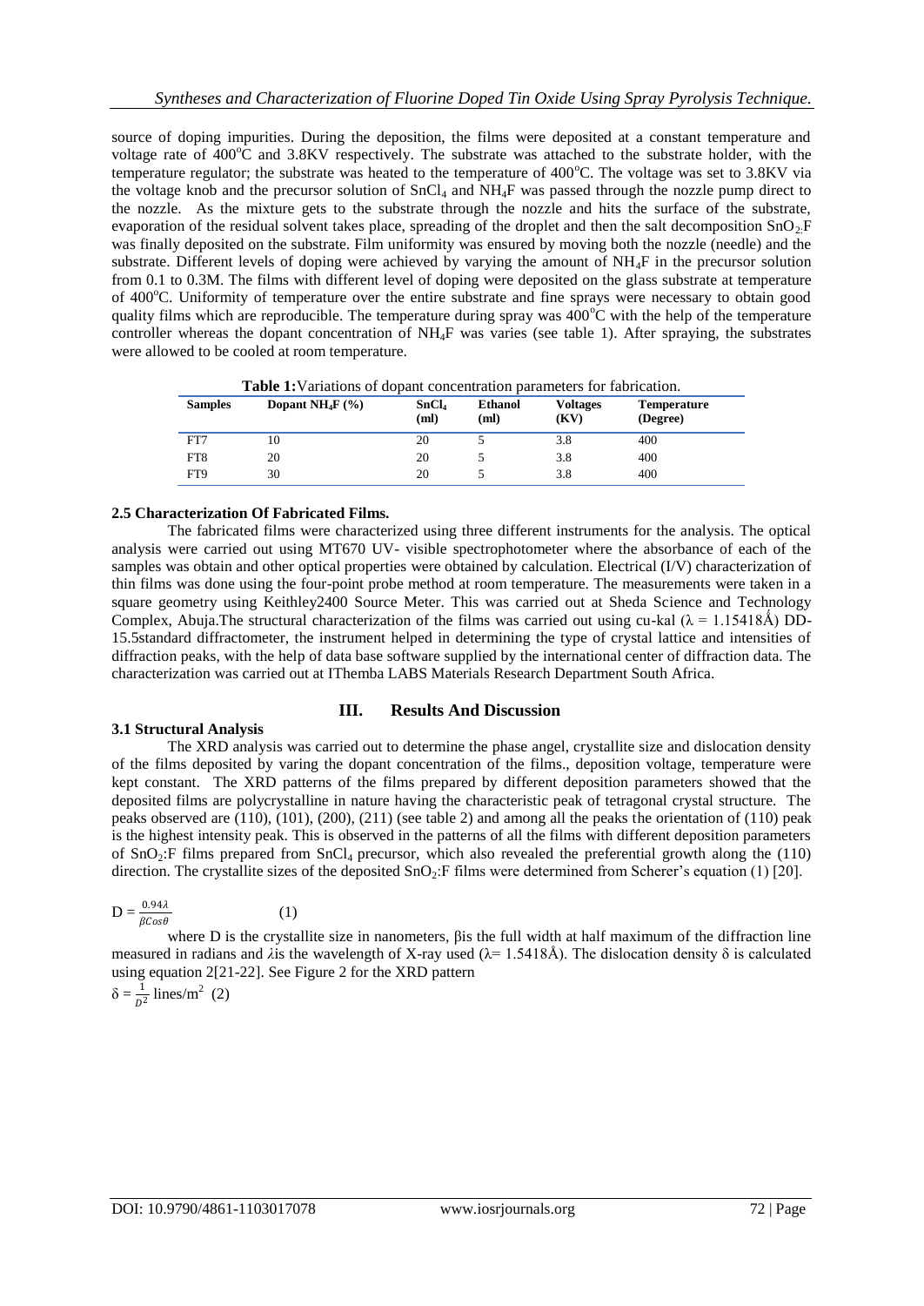source of doping impurities. During the deposition, the films were deposited at a constant temperature and voltage rate of 400°C and 3.8KV respectively. The substrate was attached to the substrate holder, with the temperature regulator; the substrate was heated to the temperature of 400°C. The voltage was set to 3.8KV via the voltage knob and the precursor solution of $SnCl_4$ and $NH_4F$ was passed through the nozzle pump direct to the nozzle. As the mixture gets to the substrate through the nozzle and hits the surface of the substrate, evaporation of the residual solvent takes place, spreading of the droplet and then the salt decomposition $SnO_2$:F was finally deposited on the substrate. Film uniformity was ensured by moving both the nozzle (needle) and the substrate. Different levels of doping were achieved by varying the amount of $NH_4F$ in the precursor solution from 0.1 to 0.3M. The films with different level of doping were deposited on the glass substrate at temperature of 400°C. Uniformity of temperature over the entire substrate and fine sprays were necessary to obtain good quality films which are reproducible. The temperature during spray was 400°C with the help of the temperature controller whereas the dopant concentration of $NH_4F$ was varies (see table 1). After spraying, the substrates were allowed to be cooled at room temperature.

**Table 1:** Variations of dopant concentration parameters for fabrication.

| Samples | Dopant $NH_4F$ (%) | $SnCl_4$ (ml) | Ethanol (ml) | Voltages (KV) | Temperature (Degree) |
|---|---|---|---|---|---|
| FT7 | 10 | 20 | 5 | 3.8 | 400 |
| FT8 | 20 | 20 | 5 | 3.8 | 400 |
| FT9 | 30 | 20 | 5 | 3.8 | 400 |

**2.5 Characterization Of Fabricated Films.**

The fabricated films were characterized using three different instruments for the analysis. The optical analysis were carried out using MT670 UV- visible spectrophotometer where the absorbance of each of the samples was obtain and other optical properties were obtained by calculation. Electrical (I/V) characterization of thin films was done using the four-point probe method at room temperature. The measurements were taken in a square geometry using Keithley2400 Source Meter. This was carried out at Sheda Science and Technology Complex, Abuja.The structural characterization of the films was carried out using cu-kal (λ = 1.15418Å) DD-15.5standard diffractometer, the instrument helped in determining the type of crystal lattice and intensities of diffraction peaks, with the help of data base software supplied by the international center of diffraction data. The characterization was carried out at IThemba LABS Materials Research Department South Africa.

## III. Results And Discussion

**3.1 Structural Analysis**

The XRD analysis was carried out to determine the phase angel, crystallite size and dislocation density of the films deposited by varing the dopant concentration of the films., deposition voltage, temperature were kept constant. The XRD patterns of the films prepared by different deposition parameters showed that the deposited films are polycrystalline in nature having the characteristic peak of tetragonal crystal structure. The peaks observed are (110), (101), (200), (211) (see table 2) and among all the peaks the orientation of (110) peak is the highest intensity peak. This is observed in the patterns of all the films with different deposition parameters of $SnO_2$:F films prepared from $SnCl_4$ precursor, which also revealed the preferential growth along the (110) direction. The crystallite sizes of the deposited $SnO_2$:F films were determined from Scherer's equation (1) [20].

$$D = \frac{0.94\lambda}{\beta Cos\theta} \quad (1)$$

where D is the crystallite size in nanometers, β is the full width at half maximum of the diffraction line measured in radians and $\lambda$ is the wavelength of X-ray used (λ= 1.5418Å). The dislocation density δ is calculated using equation 2[21-22]. See Figure 2 for the XRD pattern

$$\delta = \frac{1}{D^2} \text{ lines/m}^2 \quad (2)$$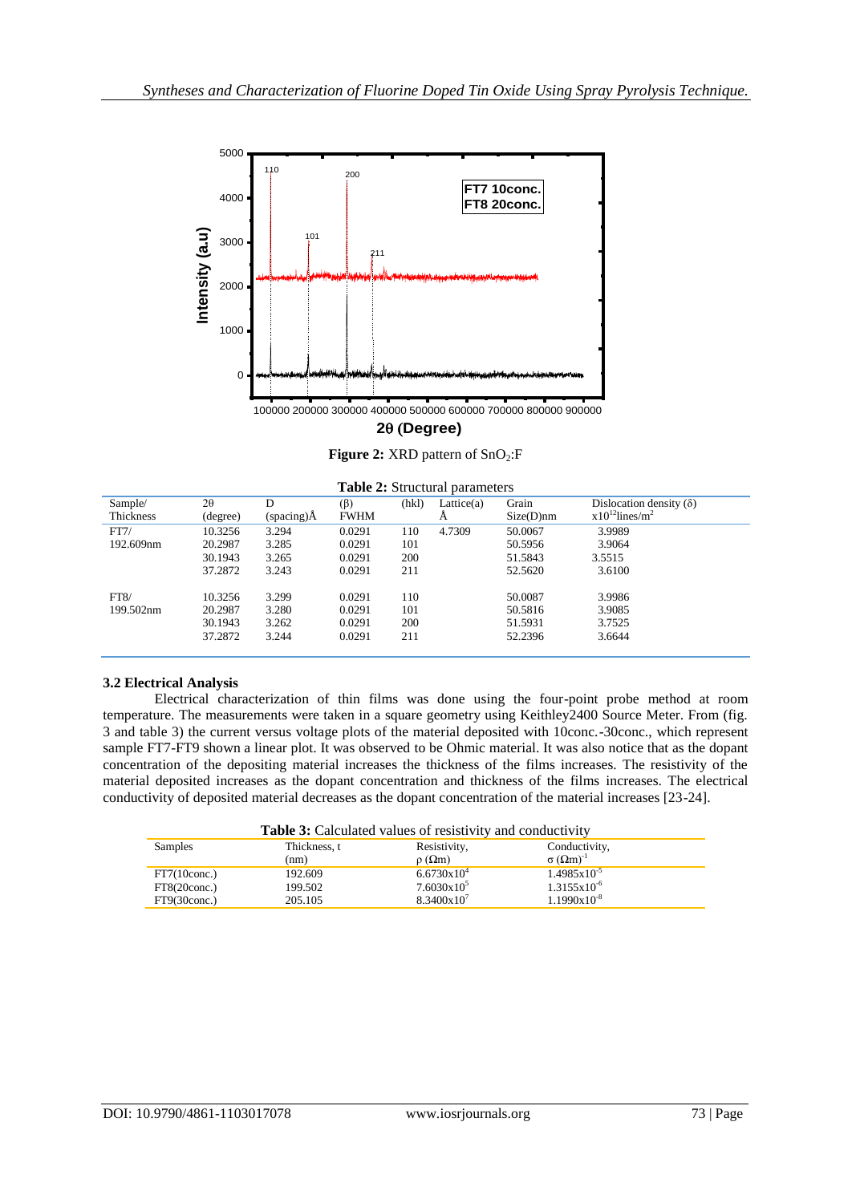5000
4000
3000
2000
1000
0

Intensity (a.u)

110
200
101
211

FT7 10conc.
FT8 20conc.

100000 200000 300000 400000 500000 600000 700000 800000 900000

2θ (Degree)

**Figure 2:** XRD pattern of $SnO_2$:F

**Table 2:** Structural parameters

| Sample/ Thickness | 2θ (degree) | D (spacing)Å | (β) FWHM | (hkl) | Lattice(a) Å | Grain Size(D)nm | Dislocation density (δ) $x10^{12}$lines/$m^2$ |
|---|---|---|---|---|---|---|---|
| FT7/ 192.609nm | 10.3256 | 3.294 | 0.0291 | 110 | 4.7309 | 50.0067 | 3.9989 |
| | 20.2987 | 3.285 | 0.0291 | 101 | | 50.5956 | 3.9064 |
| | 30.1943 | 3.265 | 0.0291 | 200 | | 51.5843 | 3.5515 |
| | 37.2872 | 3.243 | 0.0291 | 211 | | 52.5620 | 3.6100 |
| FT8/ 199.502nm | 10.3256 | 3.299 | 0.0291 | 110 | | 50.0087 | 3.9986 |
| | 20.2987 | 3.280 | 0.0291 | 101 | | 50.5816 | 3.9085 |
| | 30.1943 | 3.262 | 0.0291 | 200 | | 51.5931 | 3.7525 |
| | 37.2872 | 3.244 | 0.0291 | 211 | | 52.2396 | 3.6644 |

### 3.2 Electrical Analysis

Electrical characterization of thin films was done using the four-point probe method at room temperature. The measurements were taken in a square geometry using Keithley2400 Source Meter. From (fig. 3 and table 3) the current versus voltage plots of the material deposited with 10conc.-30conc., which represent sample FT7-FT9 shown a linear plot. It was observed to be Ohmic material. It was also notice that as the dopant concentration of the depositing material increases the thickness of the films increases. The resistivity of the material deposited increases as the dopant concentration and thickness of the films increases. The electrical conductivity of deposited material decreases as the dopant concentration of the material increases [23-24].

**Table 3:** Calculated values of resistivity and conductivity

| Samples | Thickness, t (nm) | Resistivity, ρ (Ωm) | Conductivity, σ $(\Omega m)^{-1}$ |
|---|---|---|---|
| FT7(10conc.) | 192.609 | $6.6730x10^4$ | $1.4985x10^{-5}$ |
| FT8(20conc.) | 199.502 | $7.6030x10^5$ | $1.3155x10^{-6}$ |
| FT9(30conc.) | 205.105 | $8.3400x10^7$ | $1.1990x10^{-8}$ |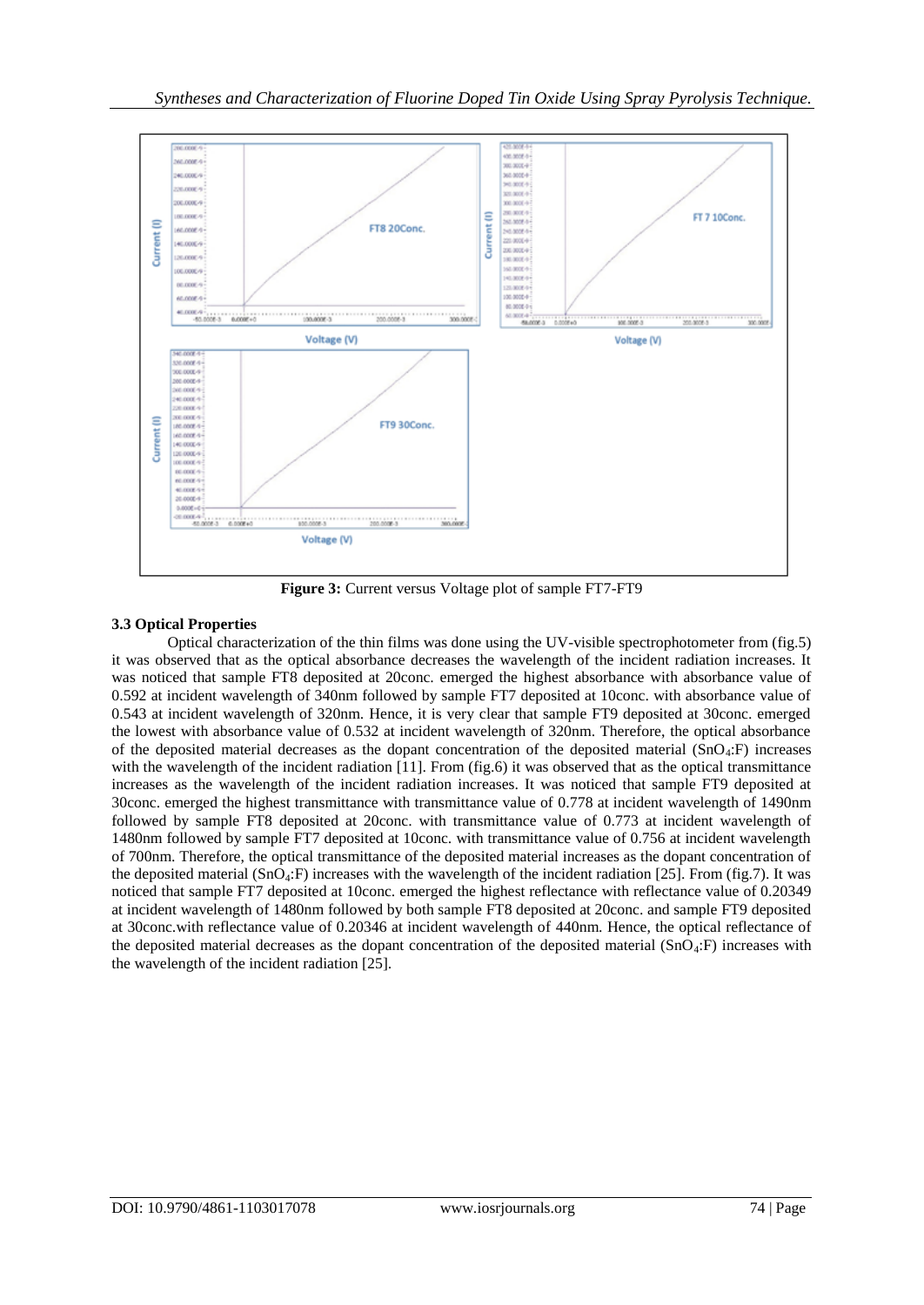Current (I)

Voltage (V)

FT8 20Conc.

FT 7 10Conc.

FT9 30Conc.

**Figure 3:** Current versus Voltage plot of sample FT7-FT9

### 3.3 Optical Properties

Optical characterization of the thin films was done using the UV-visible spectrophotometer from (fig.5) it was observed that as the optical absorbance decreases the wavelength of the incident radiation increases. It was noticed that sample FT8 deposited at 20conc. emerged the highest absorbance with absorbance value of 0.592 at incident wavelength of 340nm followed by sample FT7 deposited at 10conc. with absorbance value of 0.543 at incident wavelength of 320nm. Hence, it is very clear that sample FT9 deposited at 30conc. emerged the lowest with absorbance value of 0.532 at incident wavelength of 320nm. Therefore, the optical absorbance of the deposited material decreases as the dopant concentration of the deposited material ($SnO_4$:F) increases with the wavelength of the incident radiation [11]. From (fig.6) it was observed that as the optical transmittance increases as the wavelength of the incident radiation increases. It was noticed that sample FT9 deposited at 30conc. emerged the highest transmittance with transmittance value of 0.778 at incident wavelength of 1490nm followed by sample FT8 deposited at 20conc. with transmittance value of 0.773 at incident wavelength of 1480nm followed by sample FT7 deposited at 10conc. with transmittance value of 0.756 at incident wavelength of 700nm. Therefore, the optical transmittance of the deposited material increases as the dopant concentration of the deposited material ($SnO_4$:F) increases with the wavelength of the incident radiation [25]. From (fig.7). It was noticed that sample FT7 deposited at 10conc. emerged the highest reflectance with reflectance value of 0.20349 at incident wavelength of 1480nm followed by both sample FT8 deposited at 20conc. and sample FT9 deposited at 30conc.with reflectance value of 0.20346 at incident wavelength of 440nm. Hence, the optical reflectance of the deposited material decreases as the dopant concentration of the deposited material ($SnO_4$:F) increases with the wavelength of the incident radiation [25].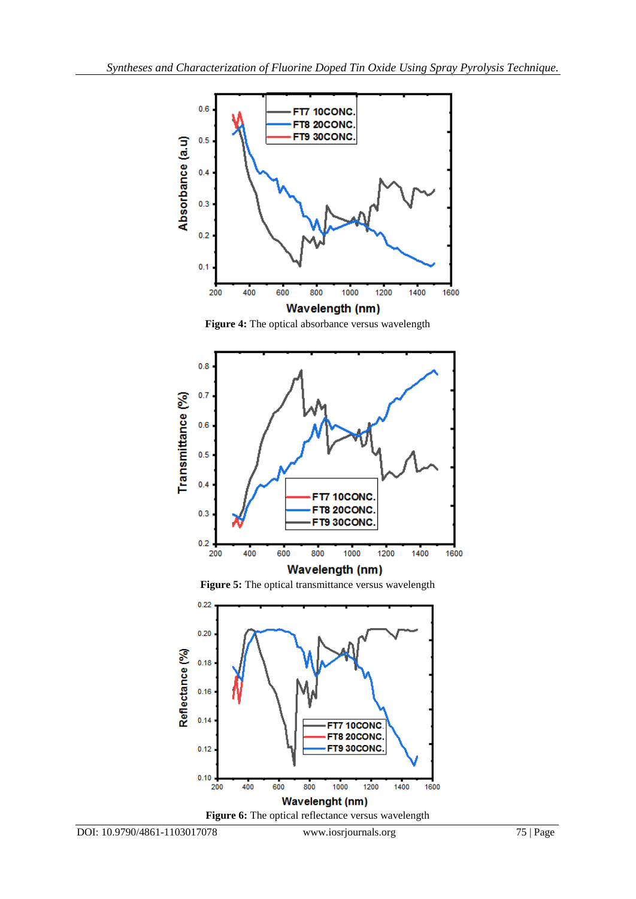Absorbance (a.u)

0.6
0.5
0.4
0.3
0.2
0.1

200 400 600 800 1000 1200 1400 1600

Wavelength (nm)

FT7 10CONC.
FT8 20CONC.
FT9 30CONC.

**Figure 4:** The optical absorbance versus wavelength

Transmittance (%)

0.8
0.7
0.6
0.5
0.4
0.3
0.2

200 400 600 800 1000 1200 1400 1600

Wavelength (nm)

FT7 10CONC.
FT8 20CONC.
FT9 30CONC.

**Figure 5:** The optical transmittance versus wavelength

Reflectance (%)

0.22
0.20
0.18
0.16
0.14
0.12
0.10

200 400 600 800 1000 1200 1400 1600

Wavelenght (nm)

FT7 10CONC.
FT8 20CONC.
FT9 30CONC.

**Figure 6:** The optical reflectance versus wavelength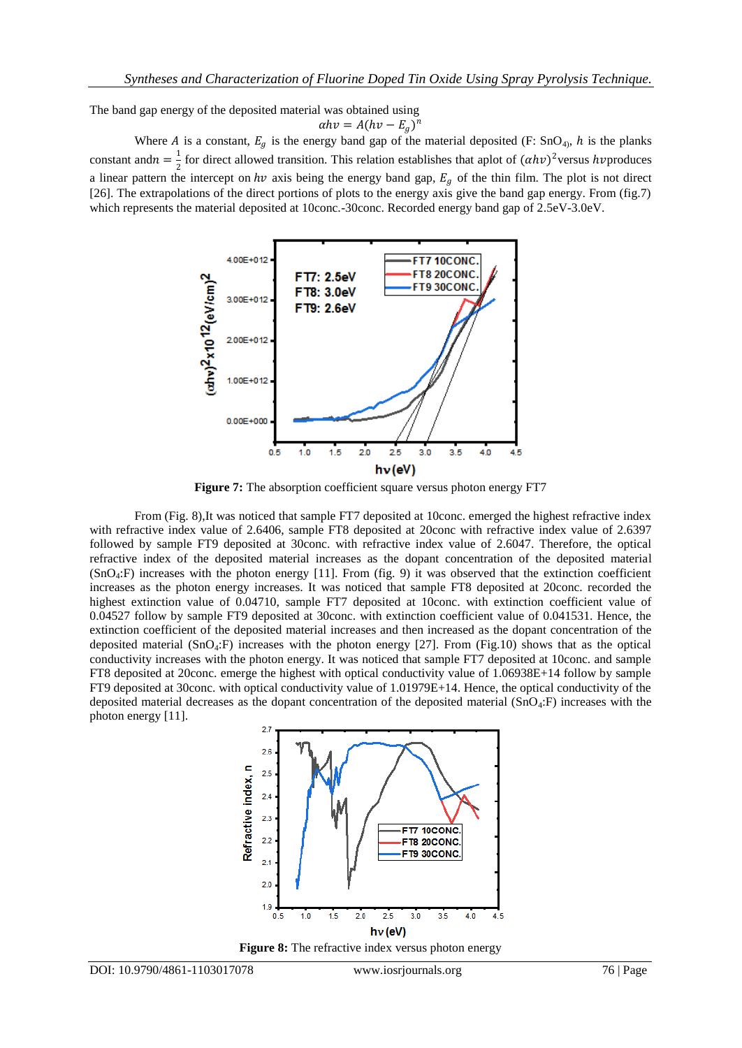The band gap energy of the deposited material was obtained using

$$\alpha h\nu = A(h\nu - E_g)^n$$

Where $A$ is a constant, $E_g$ is the energy band gap of the material deposited (F: $SnO_4$), $h$ is the planks constant and $n = \frac{1}{2}$ for direct allowed transition. This relation establishes that aplot of $(\alpha h\nu)^2$ versus $h\nu$ produces a linear pattern the intercept on $h\nu$ axis being the energy band gap, $E_g$ of the thin film. The plot is not direct [26]. The extrapolations of the direct portions of plots to the energy axis give the band gap energy. From (fig.7) which represents the material deposited at 10conc.-30conc. Recorded energy band gap of 2.5eV-3.0eV.

4.00E+012
3.00E+012
2.00E+012
1.00E+012
0.00E+000

$(\alpha h\nu)^2 x10^{12}(eV/cm)^2$

FT7: 2.5eV
FT8: 3.0eV
FT9: 2.6eV

FT7 10CONC.
FT8 20CONC.
FT9 30CONC.

0.5 1.0 1.5 2.0 2.5 3.0 3.5 4.0 4.5

hν(eV)

**Figure 7:** The absorption coefficient square versus photon energy FT7

From (Fig. 8),It was noticed that sample FT7 deposited at 10conc. emerged the highest refractive index with refractive index value of 2.6406, sample FT8 deposited at 20conc with refractive index value of 2.6397 followed by sample FT9 deposited at 30conc. with refractive index value of 2.6047. Therefore, the optical refractive index of the deposited material increases as the dopant concentration of the deposited material ($SnO_4$:F) increases with the photon energy [11]. From (fig. 9) it was observed that the extinction coefficient increases as the photon energy increases. It was noticed that sample FT8 deposited at 20conc. recorded the highest extinction value of 0.04710, sample FT7 deposited at 10conc. with extinction coefficient value of 0.04527 follow by sample FT9 deposited at 30conc. with extinction coefficient value of 0.041531. Hence, the extinction coefficient of the deposited material increases and then increased as the dopant concentration of the deposited material ($SnO_4$:F) increases with the photon energy [27]. From (Fig.10) shows that as the optical conductivity increases with the photon energy. It was noticed that sample FT7 deposited at 10conc. and sample FT8 deposited at 20conc. emerge the highest with optical conductivity value of 1.06938E+14 follow by sample FT9 deposited at 30conc. with optical conductivity value of 1.01979E+14. Hence, the optical conductivity of the deposited material decreases as the dopant concentration of the deposited material ($SnO_4$:F) increases with the photon energy [11].

2.7
2.6
2.5
2.4
2.3
2.2
2.1
2.0
1.9

Refractive index, n

FT7 10CONC.
FT8 20CONC.
FT9 30CONC.

0.5 1.0 1.5 2.0 2.5 3.0 3.5 4.0 4.5

hν (eV)

**Figure 8:** The refractive index versus photon energy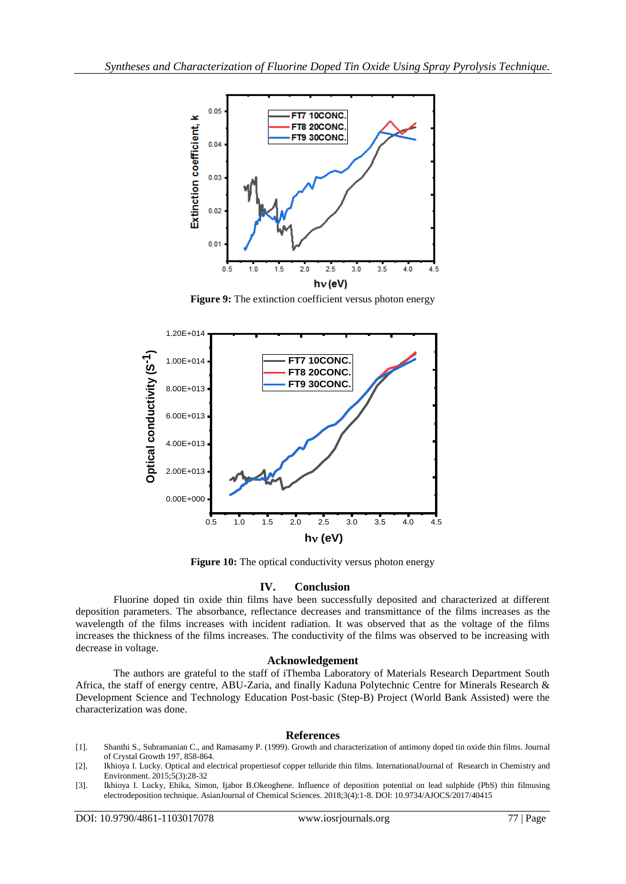0.05
0.04
0.03
0.02
0.01
0.5 1.0 1.5 2.0 2.5 3.0 3.5 4.0 4.5
Extinction coefficient, k
hν (eV)
FT7 10CONC.
FT8 20CONC.
FT9 30CONC.

**Figure 9:** The extinction coefficient versus photon energy

1.20E+014
1.00E+014
8.00E+013
6.00E+013
4.00E+013
2.00E+013
0.00E+000
0.5 1.0 1.5 2.0 2.5 3.0 3.5 4.0 4.5
Optical conductivity ($S^{-1}$)
hν (eV)
FT7 10CONC.
FT8 20CONC.
FT9 30CONC.

**Figure 10:** The optical conductivity versus photon energy

## IV. Conclusion

Fluorine doped tin oxide thin films have been successfully deposited and characterized at different deposition parameters. The absorbance, reflectance decreases and transmittance of the films increases as the wavelength of the films increases with incident radiation. It was observed that as the voltage of the films increases the thickness of the films increases. The conductivity of the films was observed to be increasing with decrease in voltage.

## Acknowledgement

The authors are grateful to the staff of iThemba Laboratory of Materials Research Department South Africa, the staff of energy centre, ABU-Zaria, and finally Kaduna Polytechnic Centre for Minerals Research & Development Science and Technology Education Post-basic (Step-B) Project (World Bank Assisted) were the characterization was done.

## References

[1]. Shanthi S., Subramanian C., and Ramasamy P. (1999). Growth and characterization of antimony doped tin oxide thin films. Journal of Crystal Growth 197, 858-864.

[2]. Ikhioya I. Lucky. Optical and electrical propertiesof copper telluride thin films. InternationalJournal of Research in Chemistry and Environment. 2015;5(3):28-32

[3]. Ikhioya I. Lucky, Ehika, Simon, Ijabor B.Okeoghene. Influence of deposition potential on lead sulphide (PbS) thin filmusing electrodeposition technique. AsianJournal of Chemical Sciences. 2018;3(4):1-8. DOI: 10.9734/AJOCS/2017/40415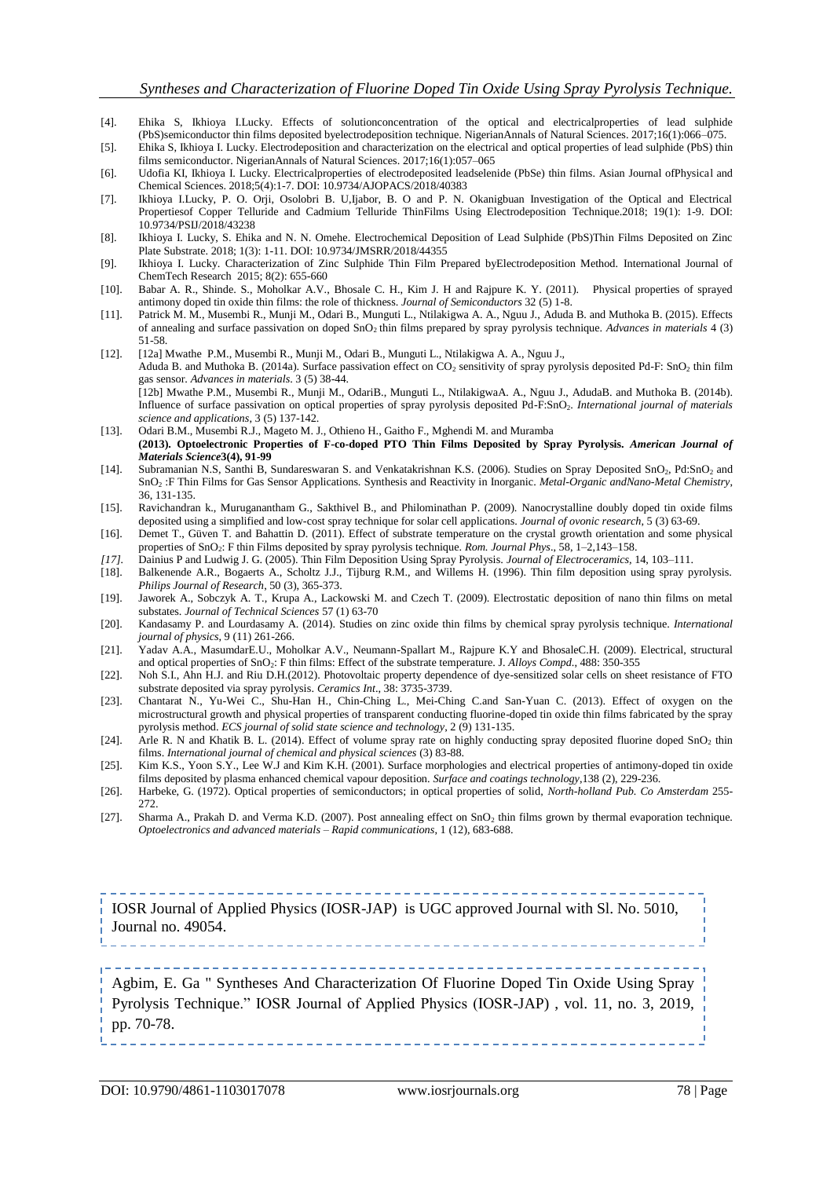[4]. Ehika S, Ikhioya I.Lucky. Effects of solutionconcentration of the optical and electricalproperties of lead sulphide (PbS)semiconductor thin films deposited byelectrodeposition technique. NigerianAnnals of Natural Sciences. 2017;16(1):066–075.

[5]. Ehika S, Ikhioya I. Lucky. Electrodeposition and characterization on the electrical and optical properties of lead sulphide (PbS) thin films semiconductor. NigerianAnnals of Natural Sciences. 2017;16(1):057–065

[6]. Udofia KI, Ikhioya I. Lucky. Electricalproperties of electrodeposited leadselenide (PbSe) thin films. Asian Journal ofPhysical and Chemical Sciences. 2018;5(4):1-7. DOI: 10.9734/AJOPACS/2018/40383

[7]. Ikhioya I.Lucky, P. O. Orji, Osolobri B. U,Ijabor, B. O and P. N. Okanigbuan Investigation of the Optical and Electrical Propertiesof Copper Telluride and Cadmium Telluride ThinFilms Using Electrodeposition Technique.2018; 19(1): 1-9. DOI: 10.9734/PSIJ/2018/43238

[8]. Ikhioya I. Lucky, S. Ehika and N. N. Omehe. Electrochemical Deposition of Lead Sulphide (PbS)Thin Films Deposited on Zinc Plate Substrate. 2018; 1(3): 1-11. DOI: 10.9734/JMSRR/2018/44355

[9]. Ikhioya I. Lucky. Characterization of Zinc Sulphide Thin Film Prepared byElectrodeposition Method. International Journal of ChemTech Research 2015; 8(2): 655-660

[10]. Babar A. R., Shinde. S., Moholkar A.V., Bhosale C. H., Kim J. H and Rajpure K. Y. (2011). Physical properties of sprayed antimony doped tin oxide thin films: the role of thickness. *Journal of Semiconductors* 32 (5) 1-8.

[11]. Patrick M. M., Musembi R., Munji M., Odari B., Munguti L., Ntilakigwa A. A., Nguu J., Aduda B. and Muthoka B. (2015). Effects of annealing and surface passivation on doped $SnO_2$ thin films prepared by spray pyrolysis technique. *Advances in materials* 4 (3) 51-58.

[12]. [12a] Mwathe P.M., Musembi R., Munji M., Odari B., Munguti L., Ntilakigwa A. A., Nguu J., Aduda B. and Muthoka B. (2014a). Surface passivation effect on $CO_2$ sensitivity of spray pyrolysis deposited Pd-F: $SnO_2$ thin film gas sensor. *Advances in materials*. 3 (5) 38-44.
[12b] Mwathe P.M., Musembi R., Munji M., OdariB., Munguti L., NtilakigwaA. A., Nguu J., AdudaB. and Muthoka B. (2014b). Influence of surface passivation on optical properties of spray pyrolysis deposited Pd-F:$SnO_2$. *International journal of materials science and applications*, 3 (5) 137-142.

[13]. Odari B.M., Musembi R.J., Mageto M. J., Othieno H., Gaitho F., Mghendi M. and Muramba **(2013). Optoelectronic Properties of F-co-doped PTO Thin Films Deposited by Spray Pyrolysis. *American Journal of Materials Science*3(4), 91-99**

[14]. Subramanian N.S, Santhi B, Sundareswaran S. and Venkatakrishnan K.S. (2006). Studies on Spray Deposited $SnO_2$, Pd:$SnO_2$ and $SnO_2$ :F Thin Films for Gas Sensor Applications. Synthesis and Reactivity in Inorganic. *Metal-Organic andNano-Metal Chemistry*, 36, 131-135.

[15]. Ravichandran k., Muruganantham G., Sakthivel B., and Philominathan P. (2009). Nanocrystalline doubly doped tin oxide films deposited using a simplified and low-cost spray technique for solar cell applications. *Journal of ovonic research*, 5 (3) 63-69.

[16]. Demet T., Güven T. and Bahattin D. (2011). Effect of substrate temperature on the crystal growth orientation and some physical properties of $SnO_2$: F thin Films deposited by spray pyrolysis technique. *Rom. Journal Phys*., 58, 1–2,143–158.

*[17].* Dainius P and Ludwig J. G. (2005). Thin Film Deposition Using Spray Pyrolysis. *Journal of Electroceramics*, 14, 103–111.

[18]. Balkenende A.R., Bogaerts A., Scholtz J.J., Tijburg R.M., and Willems H. (1996). Thin film deposition using spray pyrolysis. *Philips Journal of Research*, 50 (3), 365-373.

[19]. Jaworek A., Sobczyk A. T., Krupa A., Lackowski M. and Czech T. (2009). Electrostatic deposition of nano thin films on metal substates. *Journal of Technical Sciences* 57 (1) 63-70

[20]. Kandasamy P. and Lourdasamy A. (2014). Studies on zinc oxide thin films by chemical spray pyrolysis technique. *International journal of physics*, 9 (11) 261-266.

[21]. Yadav A.A., MasumdarE.U., Moholkar A.V., Neumann-Spallart M., Rajpure K.Y and BhosaleC.H. (2009). Electrical, structural and optical properties of $SnO_2$: F thin films: Effect of the substrate temperature. J. *Alloys Compd*., 488: 350-355

[22]. Noh S.I., Ahn H.J. and Riu D.H.(2012). Photovoltaic property dependence of dye-sensitized solar cells on sheet resistance of FTO substrate deposited via spray pyrolysis. *Ceramics Int*., 38: 3735-3739.

[23]. Chantarat N., Yu-Wei C., Shu-Han H., Chin-Ching L., Mei-Ching C.and San-Yuan C. (2013). Effect of oxygen on the microstructural growth and physical properties of transparent conducting fluorine-doped tin oxide thin films fabricated by the spray pyrolysis method. *ECS journal of solid state science and technology*, 2 (9) 131-135.

[24]. Arle R. N and Khatik B. L. (2014). Effect of volume spray rate on highly conducting spray deposited fluorine doped $SnO_2$ thin films. *International journal of chemical and physical sciences* (3) 83-88.

[25]. Kim K.S., Yoon S.Y., Lee W.J and Kim K.H. (2001). Surface morphologies and electrical properties of antimony-doped tin oxide films deposited by plasma enhanced chemical vapour deposition. *Surface and coatings technology*,138 (2), 229-236.

[26]. Harbeke, G. (1972). Optical properties of semiconductors; in optical properties of solid, *North-holland Pub. Co Amsterdam* 255-272.

[27]. Sharma A., Prakah D. and Verma K.D. (2007). Post annealing effect on $SnO_2$ thin films grown by thermal evaporation technique. *Optoelectronics and advanced materials – Rapid communications*, 1 (12), 683-688.

IOSR Journal of Applied Physics (IOSR-JAP) is UGC approved Journal with Sl. No. 5010, Journal no. 49054.

Agbim, E. Ga " Syntheses And Characterization Of Fluorine Doped Tin Oxide Using Spray Pyrolysis Technique." IOSR Journal of Applied Physics (IOSR-JAP) , vol. 11, no. 3, 2019, pp. 70-78.